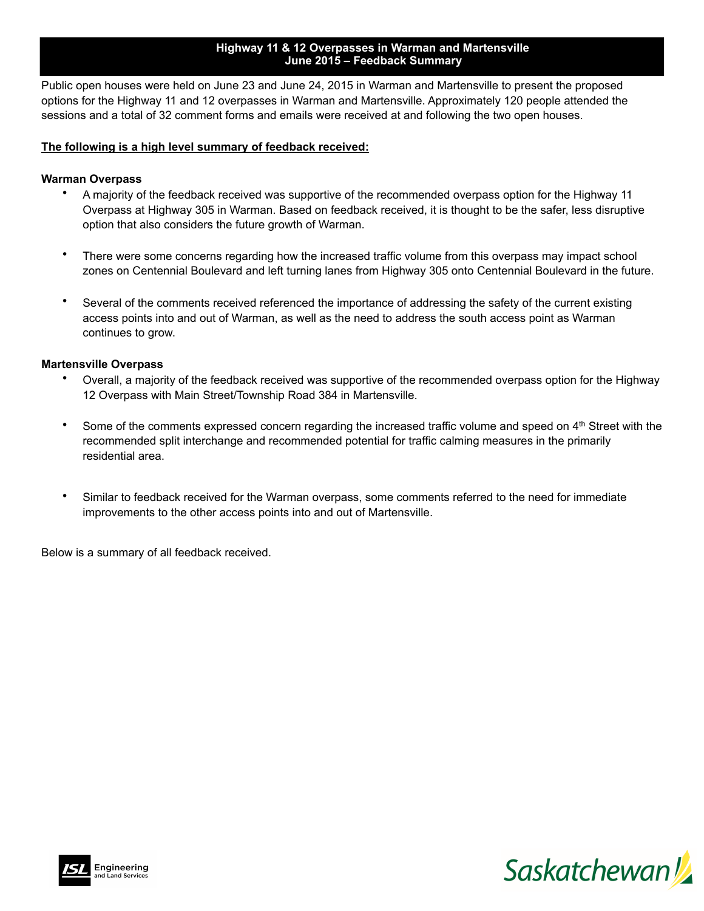# Highway 11 & 12 Overpasses in Warman and Martensville
## June 2015 – Feedback Summary

Public open houses were held on June 23 and June 24, 2015 in Warman and Martensville to present the proposed options for the Highway 11 and 12 overpasses in Warman and Martensville. Approximately 120 people attended the sessions and a total of 32 comment forms and emails were received at and following the two open houses.

**The following is a high level summary of feedback received:**

### Warman Overpass

- A majority of the feedback received was supportive of the recommended overpass option for the Highway 11 Overpass at Highway 305 in Warman. Based on feedback received, it is thought to be the safer, less disruptive option that also considers the future growth of Warman.

- There were some concerns regarding how the increased traffic volume from this overpass may impact school zones on Centennial Boulevard and left turning lanes from Highway 305 onto Centennial Boulevard in the future.

- Several of the comments received referenced the importance of addressing the safety of the current existing access points into and out of Warman, as well as the need to address the south access point as Warman continues to grow.

### Martensville Overpass

- Overall, a majority of the feedback received was supportive of the recommended overpass option for the Highway 12 Overpass with Main Street/Township Road 384 in Martensville.

- Some of the comments expressed concern regarding the increased traffic volume and speed on 4th Street with the recommended split interchange and recommended potential for traffic calming measures in the primarily residential area.

- Similar to feedback received for the Warman overpass, some comments referred to the need for immediate improvements to the other access points into and out of Martensville.

Below is a summary of all feedback received.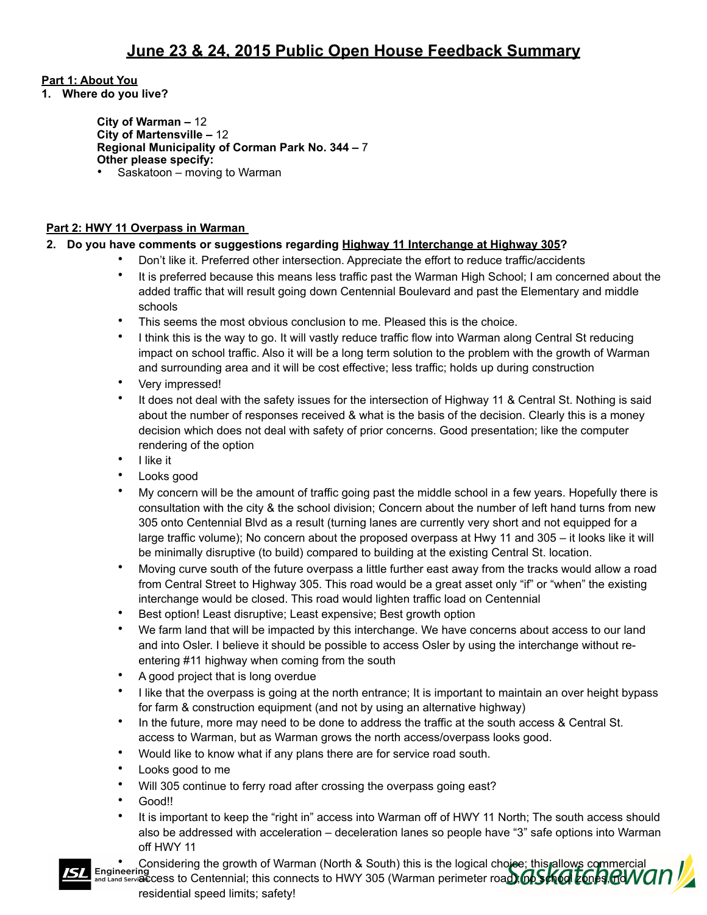# June 23 & 24, 2015 Public Open House Feedback Summary

**Part 1: About You**

**1. Where do you live?**

**City of Warman –** 12
**City of Martensville –** 12
**Regional Municipality of Corman Park No. 344 –** 7
**Other please specify:**

- Saskatoon – moving to Warman

**Part 2: HWY 11 Overpass in Warman**

**2. Do you have comments or suggestions regarding Highway 11 Interchange at Highway 305?**

- Don't like it. Preferred other intersection. Appreciate the effort to reduce traffic/accidents
- It is preferred because this means less traffic past the Warman High School; I am concerned about the added traffic that will result going down Centennial Boulevard and past the Elementary and middle schools
- This seems the most obvious conclusion to me. Pleased this is the choice.
- I think this is the way to go. It will vastly reduce traffic flow into Warman along Central St reducing impact on school traffic. Also it will be a long term solution to the problem with the growth of Warman and surrounding area and it will be cost effective; less traffic; holds up during construction
- Very impressed!
- It does not deal with the safety issues for the intersection of Highway 11 & Central St. Nothing is said about the number of responses received & what is the basis of the decision. Clearly this is a money decision which does not deal with safety of prior concerns. Good presentation; like the computer rendering of the option
- I like it
- Looks good
- My concern will be the amount of traffic going past the middle school in a few years. Hopefully there is consultation with the city & the school division; Concern about the number of left hand turns from new 305 onto Centennial Blvd as a result (turning lanes are currently very short and not equipped for a large traffic volume); No concern about the proposed overpass at Hwy 11 and 305 – it looks like it will be minimally disruptive (to build) compared to building at the existing Central St. location.
- Moving curve south of the future overpass a little further east away from the tracks would allow a road from Central Street to Highway 305. This road would be a great asset only "if" or "when" the existing interchange would be closed. This road would lighten traffic load on Centennial
- Best option! Least disruptive; Least expensive; Best growth option
- We farm land that will be impacted by this interchange. We have concerns about access to our land and into Osler. I believe it should be possible to access Osler by using the interchange without re-entering #11 highway when coming from the south
- A good project that is long overdue
- I like that the overpass is going at the north entrance; It is important to maintain an over height bypass for farm & construction equipment (and not by using an alternative highway)
- In the future, more may need to be done to address the traffic at the south access & Central St. access to Warman, but as Warman grows the north access/overpass looks good.
- Would like to know what if any plans there are for service road south.
- Looks good to me
- Will 305 continue to ferry road after crossing the overpass going east?
- Good!!
- It is important to keep the "right in" access into Warman off of HWY 11 North; The south access should also be addressed with acceleration – deceleration lanes so people have "3" safe options into Warman off HWY 11
- Considering the growth of Warman (North & South) this is the logical choice; this allows commercial access to Centennial; this connects to HWY 305 (Warman perimeter road); no school zones, no residential speed limits; safety!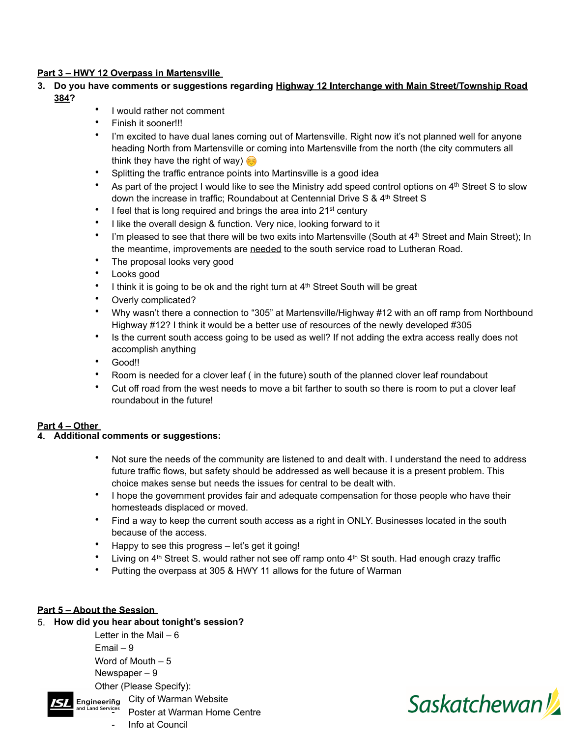**Part 3 – HWY 12 Overpass in Martensville**

3. **Do you have comments or suggestions regarding Highway 12 Interchange with Main Street/Township Road 384?**
   - I would rather not comment
   - Finish it sooner!!!
   - I'm excited to have dual lanes coming out of Martensville. Right now it's not planned well for anyone heading North from Martensville or coming into Martensville from the north (the city commuters all think they have the right of way) ☺️
   - Splitting the traffic entrance points into Martinsville is a good idea
   - As part of the project I would like to see the Ministry add speed control options on 4th Street S to slow down the increase in traffic; Roundabout at Centennial Drive S & 4th Street S
   - I feel that is long required and brings the area into 21st century
   - I like the overall design & function. Very nice, looking forward to it
   - I'm pleased to see that there will be two exits into Martensville (South at 4th Street and Main Street); In the meantime, improvements are needed to the south service road to Lutheran Road.
   - The proposal looks very good
   - Looks good
   - I think it is going to be ok and the right turn at 4th Street South will be great
   - Overly complicated?
   - Why wasn't there a connection to "305" at Martensville/Highway #12 with an off ramp from Northbound Highway #12? I think it would be a better use of resources of the newly developed #305
   - Is the current south access going to be used as well? If not adding the extra access really does not accomplish anything
   - Good!!
   - Room is needed for a clover leaf ( in the future) south of the planned clover leaf roundabout
   - Cut off road from the west needs to move a bit farther to south so there is room to put a clover leaf roundabout in the future!

**Part 4 – Other**

4. **Additional comments or suggestions:**
   - Not sure the needs of the community are listened to and dealt with. I understand the need to address future traffic flows, but safety should be addressed as well because it is a present problem. This choice makes sense but needs the issues for central to be dealt with.
   - I hope the government provides fair and adequate compensation for those people who have their homesteads displaced or moved.
   - Find a way to keep the current south access as a right in ONLY. Businesses located in the south because of the access.
   - Happy to see this progress – let's get it going!
   - Living on 4th Street S. would rather not see off ramp onto 4th St south. Had enough crazy traffic
   - Putting the overpass at 305 & HWY 11 allows for the future of Warman

**Part 5 – About the Session**

5. **How did you hear about tonight's session?**

   Letter in the Mail – 6
   Email – 9
   Word of Mouth – 5
   Newspaper – 9
   Other (Please Specify):
   - City of Warman Website
   - Poster at Warman Home Centre
   - Info at Council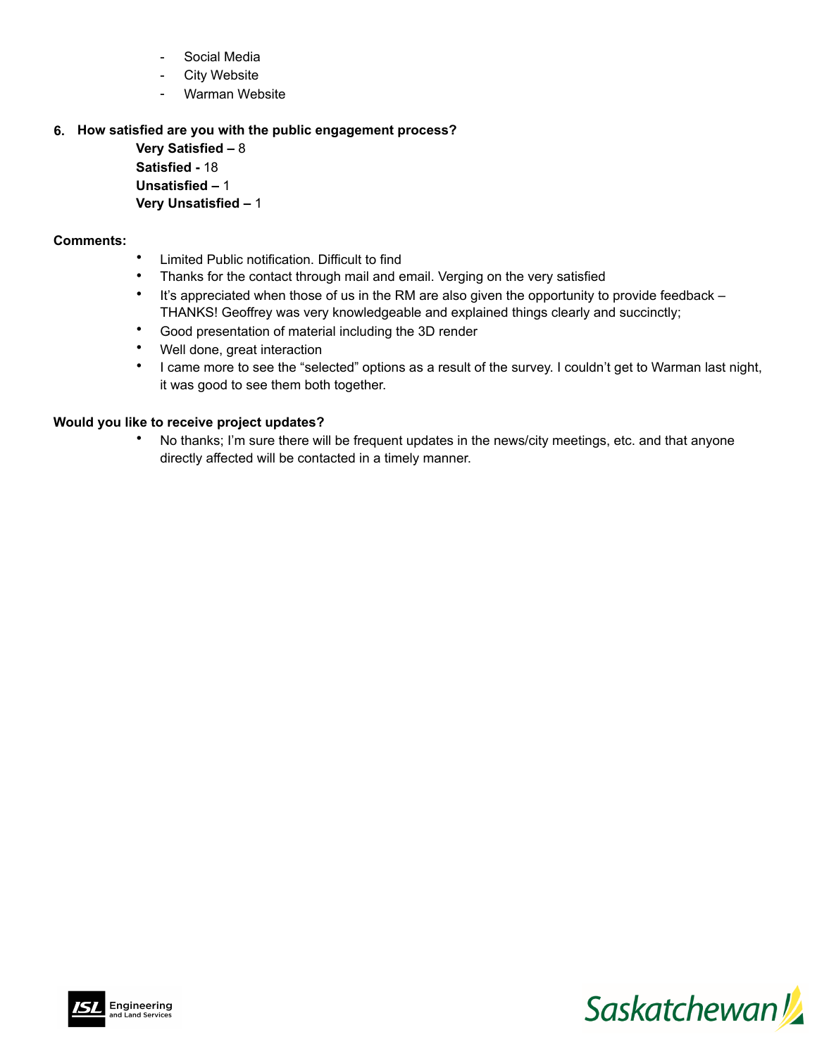- Social Media
- City Website
- Warman Website

**6. How satisfied are you with the public engagement process?**

**Very Satisfied –** 8
**Satisfied -** 18
**Unsatisfied –** 1
**Very Unsatisfied –** 1

**Comments:**

- Limited Public notification. Difficult to find
- Thanks for the contact through mail and email. Verging on the very satisfied
- It's appreciated when those of us in the RM are also given the opportunity to provide feedback – THANKS! Geoffrey was very knowledgeable and explained things clearly and succinctly;
- Good presentation of material including the 3D render
- Well done, great interaction
- I came more to see the "selected" options as a result of the survey. I couldn't get to Warman last night, it was good to see them both together.

**Would you like to receive project updates?**

- No thanks; I'm sure there will be frequent updates in the news/city meetings, etc. and that anyone directly affected will be contacted in a timely manner.